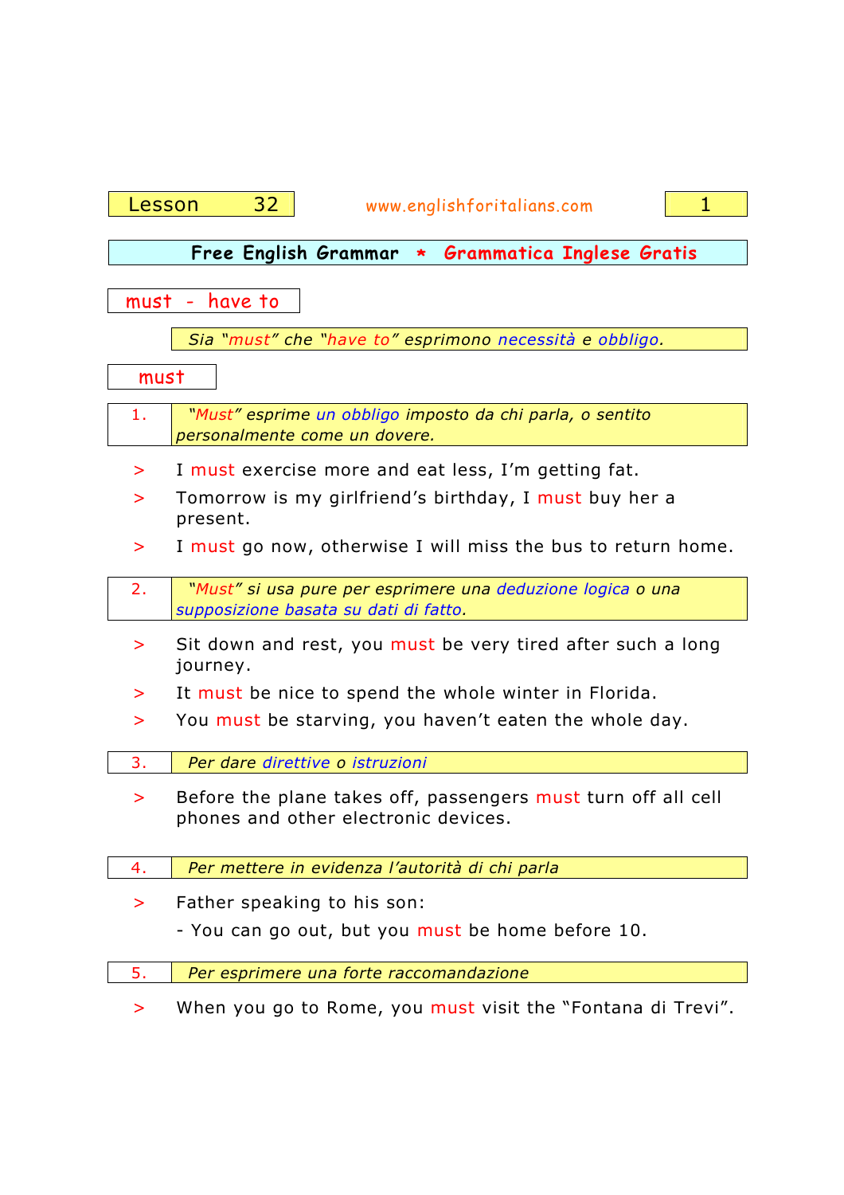# Lesson 32

**Free English Grammar * Grammatica Inglese Gratis**

## must - have to

*Sia "must" che "have to" esprimono necessità e obbligo.*

### must

**1.** *"Must" esprime un obbligo imposto da chi parla, o sentito personalmente come un dovere.*

> I must exercise more and eat less, I'm getting fat.
>
> Tomorrow is my girlfriend's birthday, I must buy her a present.
>
> I must go now, otherwise I will miss the bus to return home.

**2.** *"Must" si usa pure per esprimere una deduzione logica o una supposizione basata su dati di fatto.*

> Sit down and rest, you must be very tired after such a long journey.
>
> It must be nice to spend the whole winter in Florida.
>
> You must be starving, you haven't eaten the whole day.

**3.** *Per dare direttive o istruzioni*

> Before the plane takes off, passengers must turn off all cell phones and other electronic devices.

**4.** *Per mettere in evidenza l'autorità di chi parla*

> Father speaking to his son:
>
> \- You can go out, but you must be home before 10.

**5.** *Per esprimere una forte raccomandazione*

> When you go to Rome, you must visit the "Fontana di Trevi".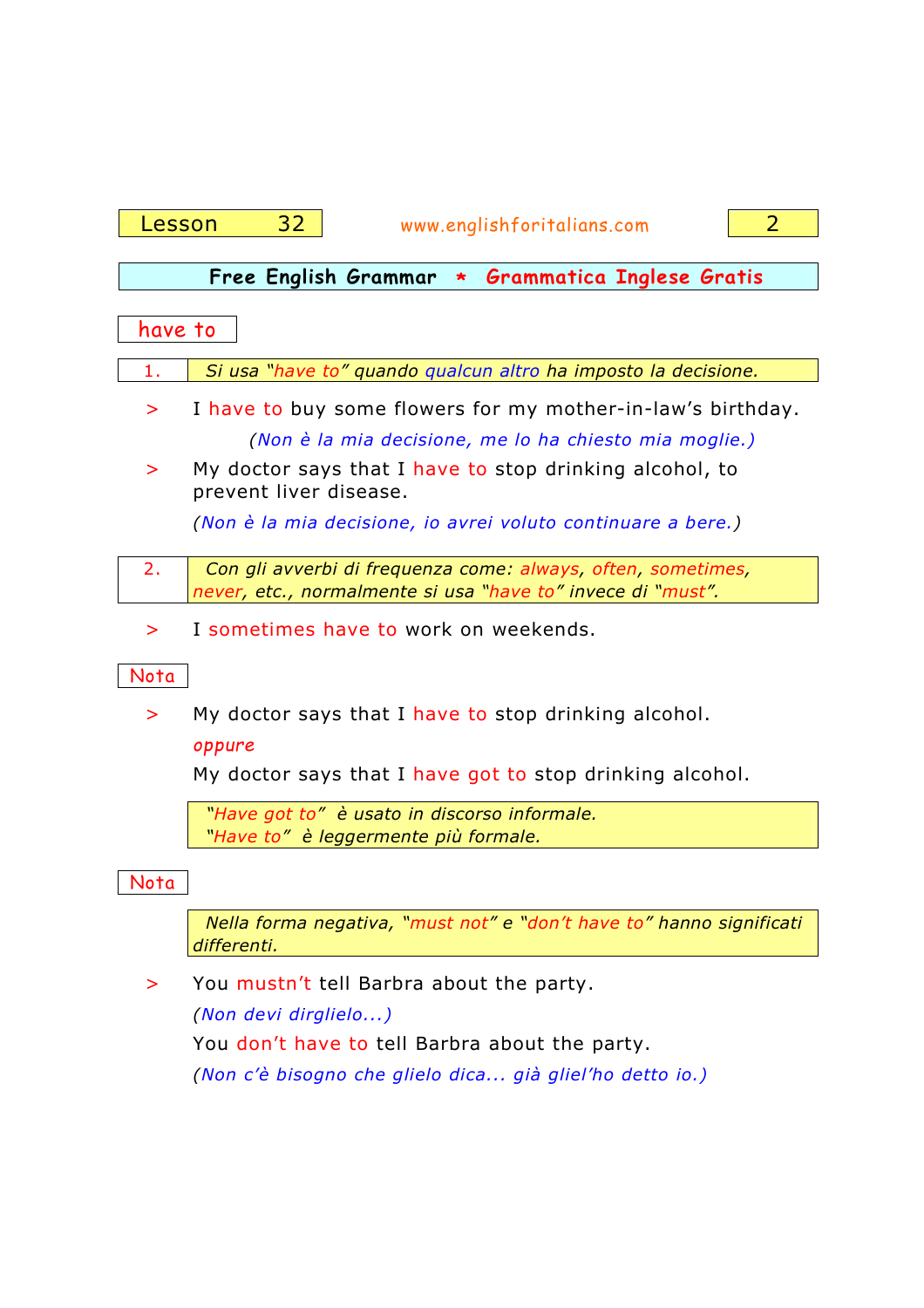## Free English Grammar * Grammatica Inglese Gratis

### have to

**1.** *Si usa "have to" quando qualcun altro ha imposto la decisione.*

> I have to buy some flowers for my mother-in-law's birthday.

*(Non è la mia decisione, me lo ha chiesto mia moglie.)*

> My doctor says that I have to stop drinking alcohol, to prevent liver disease.

*(Non è la mia decisione, io avrei voluto continuare a bere.)*

**2.** *Con gli avverbi di frequenza come: always, often, sometimes, never, etc., normalmente si usa "have to" invece di "must".*

> I sometimes have to work on weekends.

**Nota**

> My doctor says that I have to stop drinking alcohol.

*oppure*

My doctor says that I have got to stop drinking alcohol.

*"Have got to" è usato in discorso informale.*
*"Have to" è leggermente più formale.*

**Nota**

*Nella forma negativa, "must not" e "don't have to" hanno significati differenti.*

> You mustn't tell Barbra about the party.

*(Non devi dirglielo...)*

You don't have to tell Barbra about the party.

*(Non c'è bisogno che glielo dica... già gliel'ho detto io.)*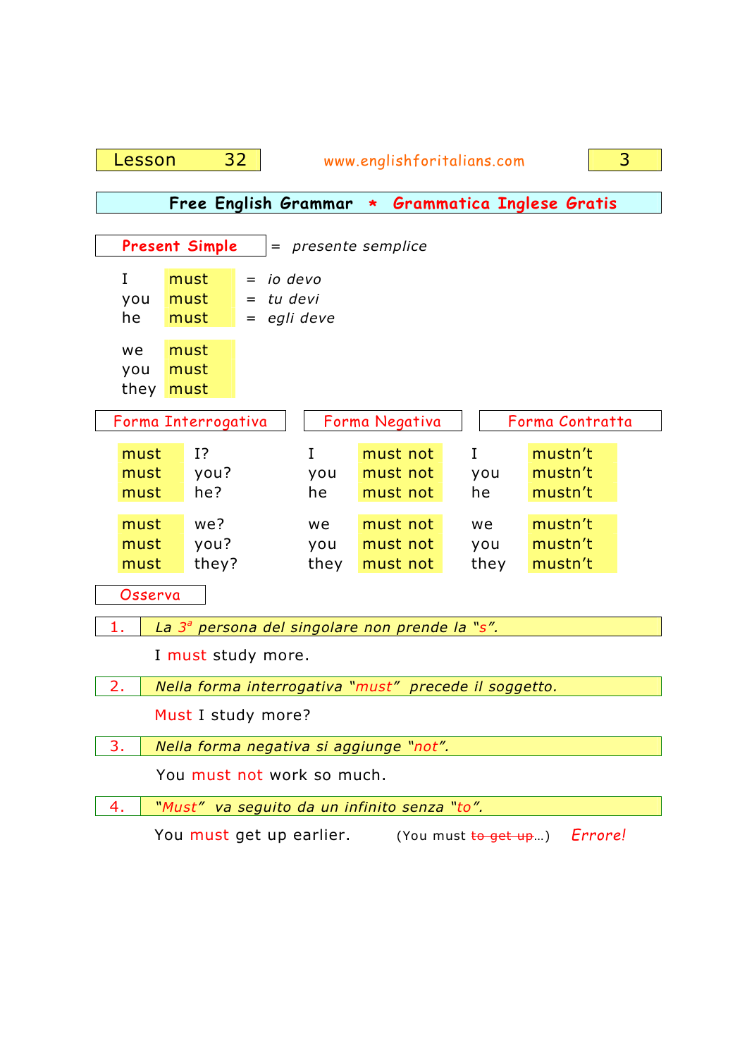**Lesson 32**

www.englishforitalians.com

## Free English Grammar * Grammatica Inglese Gratis

### Present Simple = *presente semplice*

| | | | |
|---|---|---|---|
| I | must | = | *io devo* |
| you | must | = | *tu devi* |
| he | must | = | *egli deve* |
| we | must | | |
| you | must | | |
| they | must | | |

| Forma Interrogativa | | Forma Negativa | | Forma Contratta | |
|---|---|---|---|---|---|
| must | I? | I | must not | I | mustn't |
| must | you? | you | must not | you | mustn't |
| must | he? | he | must not | he | mustn't |
| must | we? | we | must not | we | mustn't |
| must | you? | you | must not | you | mustn't |
| must | they? | they | must not | they | mustn't |

### Osserva

1. *La 3ª persona del singolare non prende la "s".*

   I **must** study more.

2. *Nella forma interrogativa "must" precede il soggetto.*

   **Must** I study more?

3. *Nella forma negativa si aggiunge "not".*

   You **must not** work so much.

4. *"Must" va seguito da un infinito senza "to".*

   You **must** get up earlier. (You must ~~to get up~~...) *Errore!*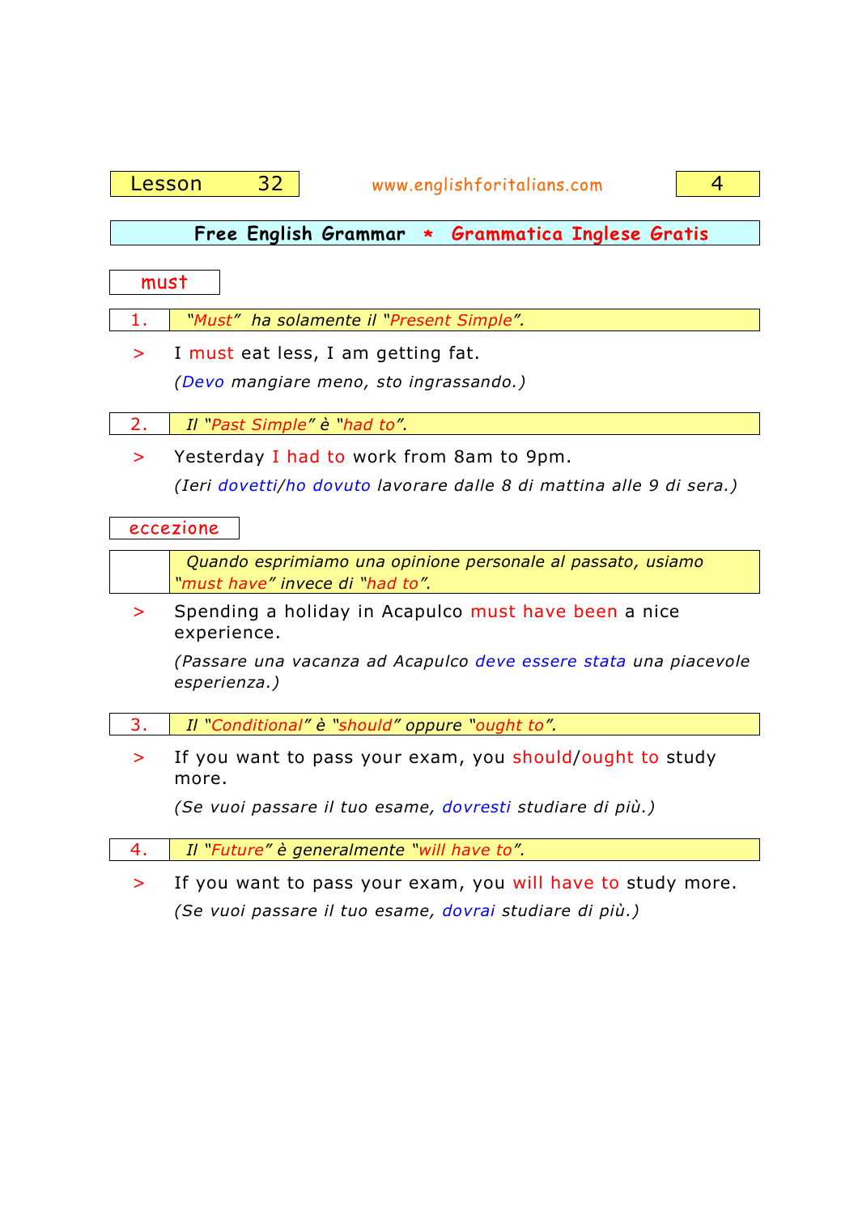Lesson 32

Free English Grammar * Grammatica Inglese Gratis

## must

**1.** *"Must" ha solamente il "Present Simple".*

> I must eat less, I am getting fat.
>
> *(Devo mangiare meno, sto ingrassando.)*

**2.** *Il "Past Simple" è "had to".*

> Yesterday I had to work from 8am to 9pm.
>
> *(Ieri dovetti/ho dovuto lavorare dalle 8 di mattina alle 9 di sera.)*

## eccezione

*Quando esprimiamo una opinione personale al passato, usiamo "must have" invece di "had to".*

> Spending a holiday in Acapulco must have been a nice experience.
>
> *(Passare una vacanza ad Acapulco deve essere stata una piacevole esperienza.)*

**3.** *Il "Conditional" è "should" oppure "ought to".*

> If you want to pass your exam, you should/ought to study more.
>
> *(Se vuoi passare il tuo esame, dovresti studiare di più.)*

**4.** *Il "Future" è generalmente "will have to".*

> If you want to pass your exam, you will have to study more.
>
> *(Se vuoi passare il tuo esame, dovrai studiare di più.)*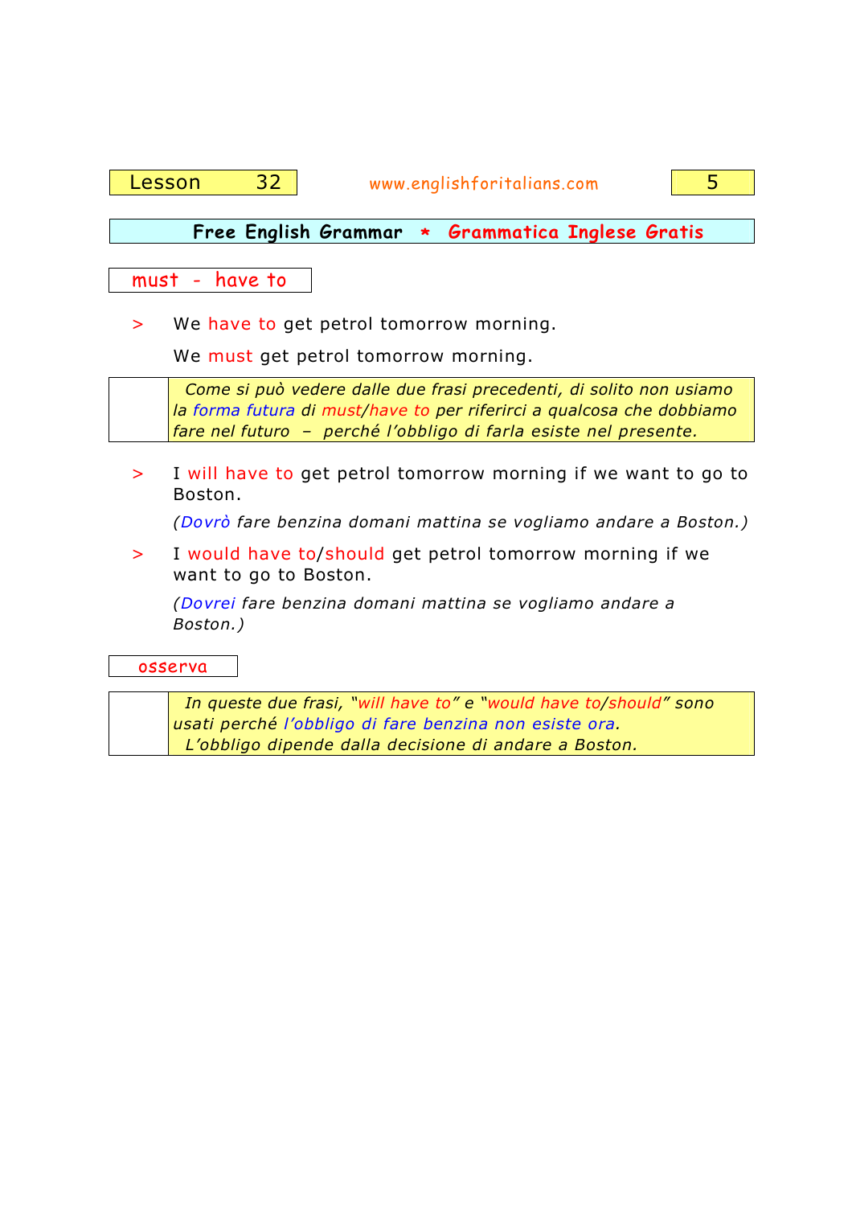## must - have to

> We have to get petrol tomorrow morning.

We must get petrol tomorrow morning.

*Come si può vedere dalle due frasi precedenti, di solito non usiamo la forma futura di must/have to per riferirci a qualcosa che dobbiamo fare nel futuro – perché l'obbligo di farla esiste nel presente.*

> I will have to get petrol tomorrow morning if we want to go to Boston.

*(Dovrò fare benzina domani mattina se vogliamo andare a Boston.)*

> I would have to/should get petrol tomorrow morning if we want to go to Boston.

*(Dovrei fare benzina domani mattina se vogliamo andare a Boston.)*

### osserva

*In queste due frasi, "will have to" e "would have to/should" sono usati perché l'obbligo di fare benzina non esiste ora. L'obbligo dipende dalla decisione di andare a Boston.*